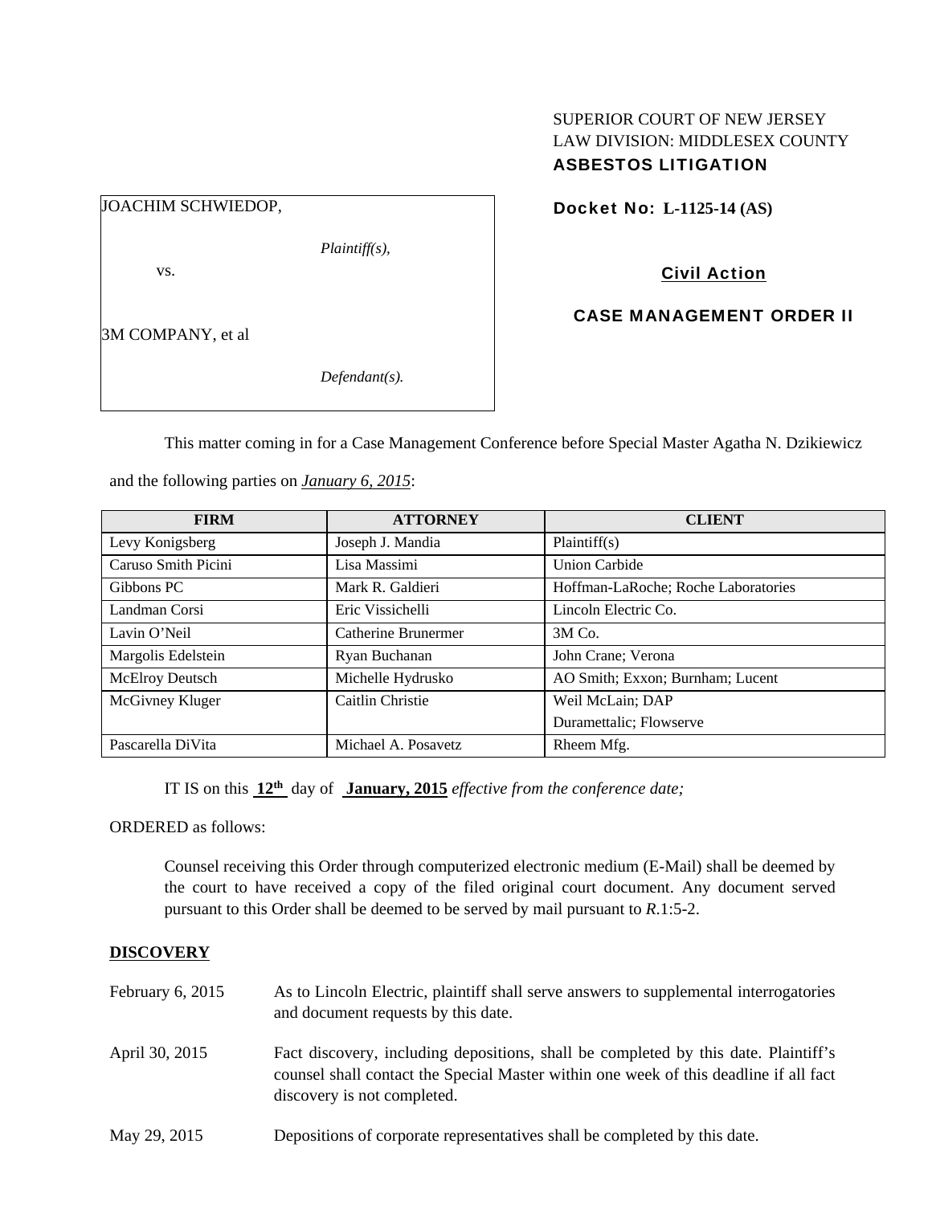SUPERIOR COURT OF NEW JERSEY
LAW DIVISION: MIDDLESEX COUNTY
**ASBESTOS LITIGATION**

JOACHIM SCHWIEDOP,

*Plaintiff(s),*

vs.

3M COMPANY, et al

*Defendant(s).*

**Docket No: L-1125-14 (AS)**

**Civil Action**

**CASE MANAGEMENT ORDER II**

This matter coming in for a Case Management Conference before Special Master Agatha N. Dzikiewicz and the following parties on ***January 6, 2015***:

| FIRM | ATTORNEY | CLIENT |
|---|---|---|
| Levy Konigsberg | Joseph J. Mandia | Plaintiff(s) |
| Caruso Smith Picini | Lisa Massimi | Union Carbide |
| Gibbons PC | Mark R. Galdieri | Hoffman-LaRoche; Roche Laboratories |
| Landman Corsi | Eric Vissichelli | Lincoln Electric Co. |
| Lavin O'Neil | Catherine Brunermer | 3M Co. |
| Margolis Edelstein | Ryan Buchanan | John Crane; Verona |
| McElroy Deutsch | Michelle Hydrusko | AO Smith; Exxon; Burnham; Lucent |
| McGivney Kluger | Caitlin Christie | Weil McLain; DAP Durametallic; Flowserve |
| Pascarella DiVita | Michael A. Posavetz | Rheem Mfg. |

IT IS on this **12th** day of **January, 2015** *effective from the conference date;*

ORDERED as follows:

Counsel receiving this Order through computerized electronic medium (E-Mail) shall be deemed by the court to have received a copy of the filed original court document. Any document served pursuant to this Order shall be deemed to be served by mail pursuant to *R*.1:5-2.

**DISCOVERY**

February 6, 2015 — As to Lincoln Electric, plaintiff shall serve answers to supplemental interrogatories and document requests by this date.

April 30, 2015 — Fact discovery, including depositions, shall be completed by this date. Plaintiff's counsel shall contact the Special Master within one week of this deadline if all fact discovery is not completed.

May 29, 2015 — Depositions of corporate representatives shall be completed by this date.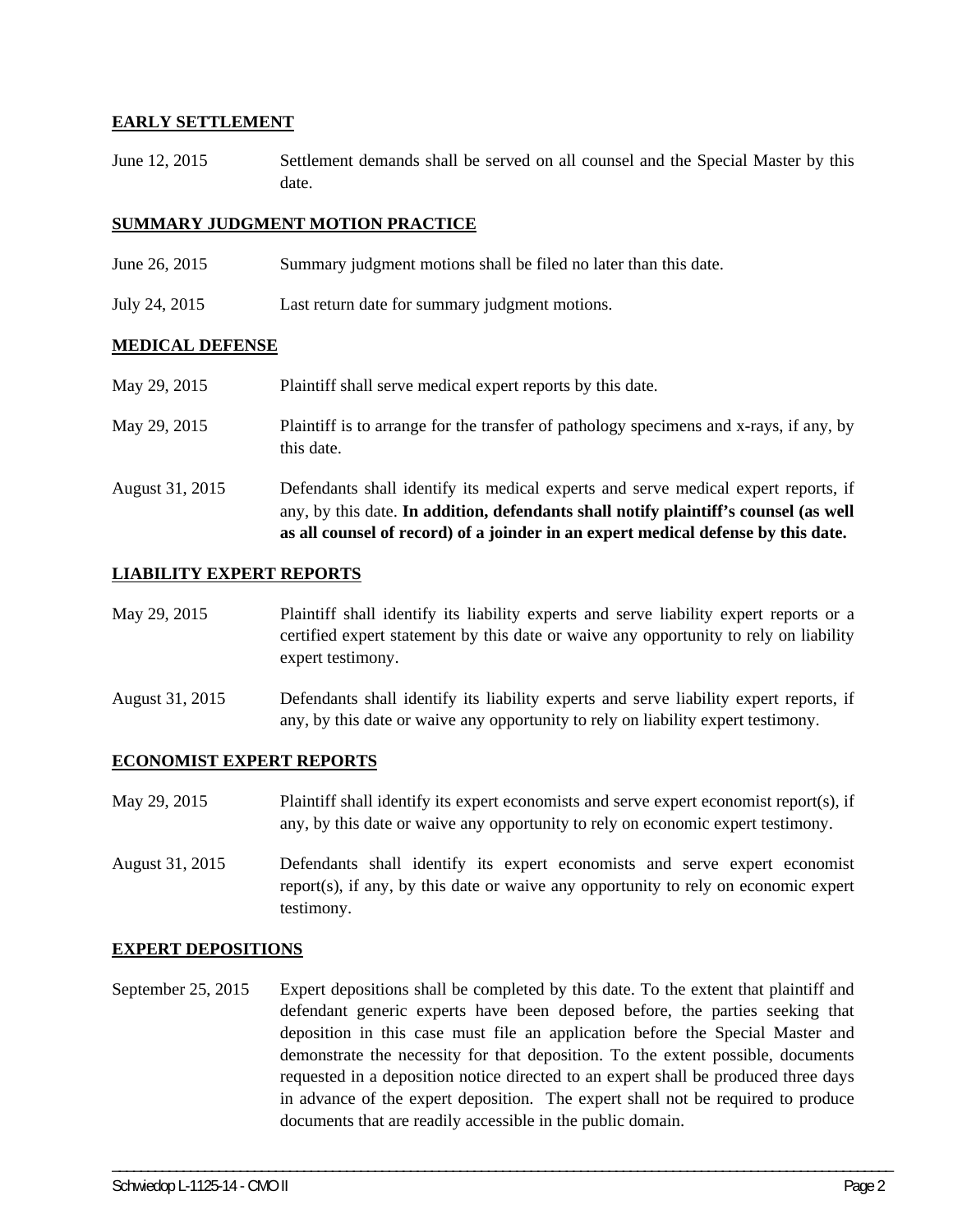## EARLY SETTLEMENT

June 12, 2015 Settlement demands shall be served on all counsel and the Special Master by this date.

## SUMMARY JUDGMENT MOTION PRACTICE

June 26, 2015 Summary judgment motions shall be filed no later than this date.

July 24, 2015 Last return date for summary judgment motions.

## MEDICAL DEFENSE

May 29, 2015 Plaintiff shall serve medical expert reports by this date.

May 29, 2015 Plaintiff is to arrange for the transfer of pathology specimens and x-rays, if any, by this date.

August 31, 2015 Defendants shall identify its medical experts and serve medical expert reports, if any, by this date. **In addition, defendants shall notify plaintiff's counsel (as well as all counsel of record) of a joinder in an expert medical defense by this date.**

## LIABILITY EXPERT REPORTS

May 29, 2015 Plaintiff shall identify its liability experts and serve liability expert reports or a certified expert statement by this date or waive any opportunity to rely on liability expert testimony.

August 31, 2015 Defendants shall identify its liability experts and serve liability expert reports, if any, by this date or waive any opportunity to rely on liability expert testimony.

## ECONOMIST EXPERT REPORTS

May 29, 2015 Plaintiff shall identify its expert economists and serve expert economist report(s), if any, by this date or waive any opportunity to rely on economic expert testimony.

August 31, 2015 Defendants shall identify its expert economists and serve expert economist report(s), if any, by this date or waive any opportunity to rely on economic expert testimony.

## EXPERT DEPOSITIONS

September 25, 2015 Expert depositions shall be completed by this date. To the extent that plaintiff and defendant generic experts have been deposed before, the parties seeking that deposition in this case must file an application before the Special Master and demonstrate the necessity for that deposition. To the extent possible, documents requested in a deposition notice directed to an expert shall be produced three days in advance of the expert deposition. The expert shall not be required to produce documents that are readily accessible in the public domain.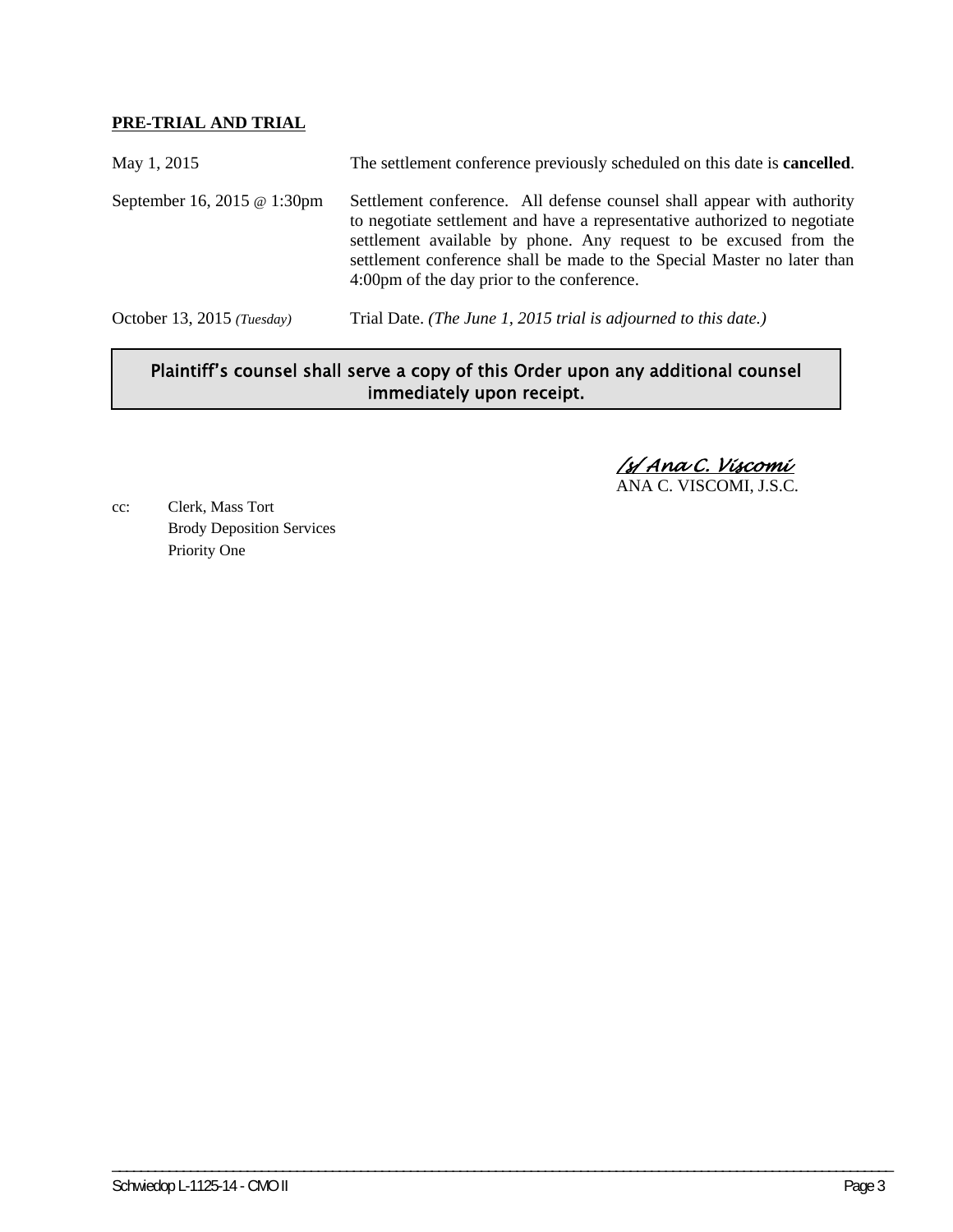**PRE-TRIAL AND TRIAL**

| | |
|---|---|
| May 1, 2015 | The settlement conference previously scheduled on this date is **cancelled**. |
| September 16, 2015 @ 1:30pm | Settlement conference. All defense counsel shall appear with authority to negotiate settlement and have a representative authorized to negotiate settlement available by phone. Any request to be excused from the settlement conference shall be made to the Special Master no later than 4:00pm of the day prior to the conference. |
| October 13, 2015 *(Tuesday)* | Trial Date. *(The June 1, 2015 trial is adjourned to this date.)* |

**Plaintiff's counsel shall serve a copy of this Order upon any additional counsel immediately upon receipt.**

*/s/ Ana C. Viscomi*
ANA C. VISCOMI, J.S.C.

cc: Clerk, Mass Tort
Brody Deposition Services
Priority One